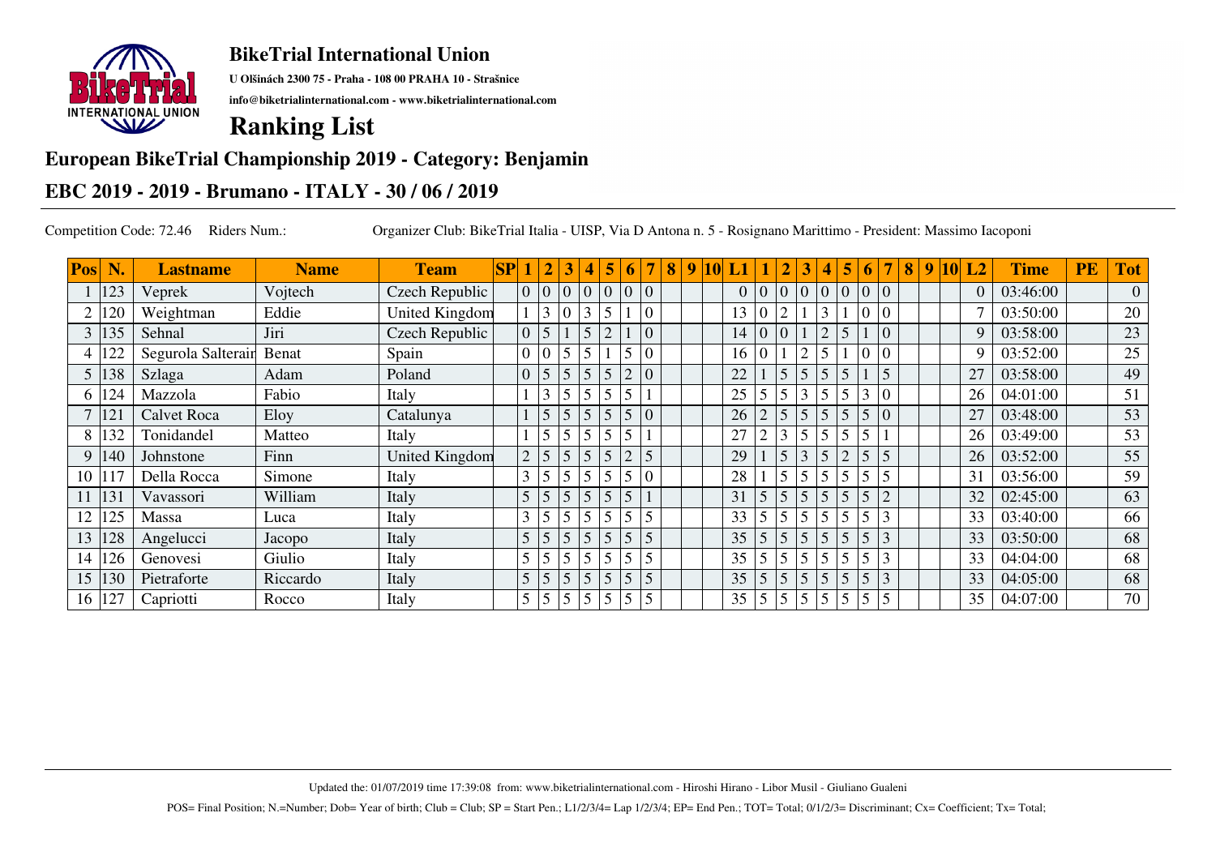## BikeTrial International Union

**U Olšinách 2300 75 - Praha - 108 00 PRAHA 10 - Strašnice**

**info@biketrialinternational.com - www.biketrialinternational.com**

# Ranking List

## European BikeTrial Championship 2019 - Category: Benjamin

## EBC 2019 - 2019 - Brumano - ITALY - 30 / 06 / 2019

Competition Code: 72.46 Riders Num.: Organizer Club: BikeTrial Italia - UISP, Via D Antona n. 5 - Rosignano Marittimo - President: Massimo Iacoponi

| Pos | N. | Lastname | Name | Team | SP | 1 | 2 | 3 | 4 | 5 | 6 | 7 | 8 | 9 | 10 | L1 | 1 | 2 | 3 | 4 | 5 | 6 | 7 | 8 | 9 | 10 | L2 | Time | PE | Tot |
|---|---|---|---|---|---|---|---|---|---|---|---|---|---|---|---|---|---|---|---|---|---|---|---|---|---|---|---|---|---|---|
| 1 | 123 | Veprek | Vojtech | Czech Republic | | 0 | 0 | 0 | 0 | 0 | 0 | 0 | | | | 0 | 0 | 0 | 0 | 0 | 0 | 0 | 0 | | | | 0 | 03:46:00 | | 0 |
| 2 | 120 | Weightman | Eddie | United Kingdom | | 1 | 3 | 0 | 3 | 5 | 1 | 0 | | | | 13 | 0 | 2 | 1 | 3 | 1 | 0 | 0 | | | | 7 | 03:50:00 | | 20 |
| 3 | 135 | Sehnal | Jiri | Czech Republic | | 0 | 5 | 1 | 5 | 2 | 1 | 0 | | | | 14 | 0 | 0 | 1 | 2 | 5 | 1 | 0 | | | | 9 | 03:58:00 | | 23 |
| 4 | 122 | Segurola Salterain | Benat | Spain | | 0 | 0 | 5 | 5 | 1 | 5 | 0 | | | | 16 | 0 | 1 | 2 | 5 | 1 | 0 | 0 | | | | 9 | 03:52:00 | | 25 |
| 5 | 138 | Szlaga | Adam | Poland | | 0 | 5 | 5 | 5 | 5 | 2 | 0 | | | | 22 | 1 | 5 | 5 | 5 | 5 | 1 | 5 | | | | 27 | 03:58:00 | | 49 |
| 6 | 124 | Mazzola | Fabio | Italy | | 1 | 3 | 5 | 5 | 5 | 5 | 1 | | | | 25 | 5 | 5 | 3 | 5 | 5 | 3 | 0 | | | | 26 | 04:01:00 | | 51 |
| 7 | 121 | Calvet Roca | Eloy | Catalunya | | 1 | 5 | 5 | 5 | 5 | 5 | 0 | | | | 26 | 2 | 5 | 5 | 5 | 5 | 5 | 0 | | | | 27 | 03:48:00 | | 53 |
| 8 | 132 | Tonidandel | Matteo | Italy | | 1 | 5 | 5 | 5 | 5 | 5 | 1 | | | | 27 | 2 | 3 | 5 | 5 | 5 | 5 | 1 | | | | 26 | 03:49:00 | | 53 |
| 9 | 140 | Johnstone | Finn | United Kingdom | | 2 | 5 | 5 | 5 | 5 | 2 | 5 | | | | 29 | 1 | 5 | 3 | 5 | 2 | 5 | 5 | | | | 26 | 03:52:00 | | 55 |
| 10 | 117 | Della Rocca | Simone | Italy | | 3 | 5 | 5 | 5 | 5 | 5 | 0 | | | | 28 | 1 | 5 | 5 | 5 | 5 | 5 | 5 | | | | 31 | 03:56:00 | | 59 |
| 11 | 131 | Vavassori | William | Italy | | 5 | 5 | 5 | 5 | 5 | 5 | 1 | | | | 31 | 5 | 5 | 5 | 5 | 5 | 5 | 2 | | | | 32 | 02:45:00 | | 63 |
| 12 | 125 | Massa | Luca | Italy | | 3 | 5 | 5 | 5 | 5 | 5 | 5 | | | | 33 | 5 | 5 | 5 | 5 | 5 | 5 | 3 | | | | 33 | 03:40:00 | | 66 |
| 13 | 128 | Angelucci | Jacopo | Italy | | 5 | 5 | 5 | 5 | 5 | 5 | 5 | | | | 35 | 5 | 5 | 5 | 5 | 5 | 5 | 3 | | | | 33 | 03:50:00 | | 68 |
| 14 | 126 | Genovesi | Giulio | Italy | | 5 | 5 | 5 | 5 | 5 | 5 | 5 | | | | 35 | 5 | 5 | 5 | 5 | 5 | 5 | 3 | | | | 33 | 04:04:00 | | 68 |
| 15 | 130 | Pietraforte | Riccardo | Italy | | 5 | 5 | 5 | 5 | 5 | 5 | 5 | | | | 35 | 5 | 5 | 5 | 5 | 5 | 5 | 3 | | | | 33 | 04:05:00 | | 68 |
| 16 | 127 | Capriotti | Rocco | Italy | | 5 | 5 | 5 | 5 | 5 | 5 | 5 | | | | 35 | 5 | 5 | 5 | 5 | 5 | 5 | 5 | | | | 35 | 04:07:00 | | 70 |

Updated the: 01/07/2019 time 17:39:08 from: www.biketrialinternational.com - Hiroshi Hirano - Libor Musil - Giuliano Gualeni

POS= Final Position; N.=Number; Dob= Year of birth; Club = Club; SP = Start Pen.; L1/2/3/4= Lap 1/2/3/4; EP= End Pen.; TOT= Total; 0/1/2/3= Discriminant; Cx= Coefficient; Tx= Total;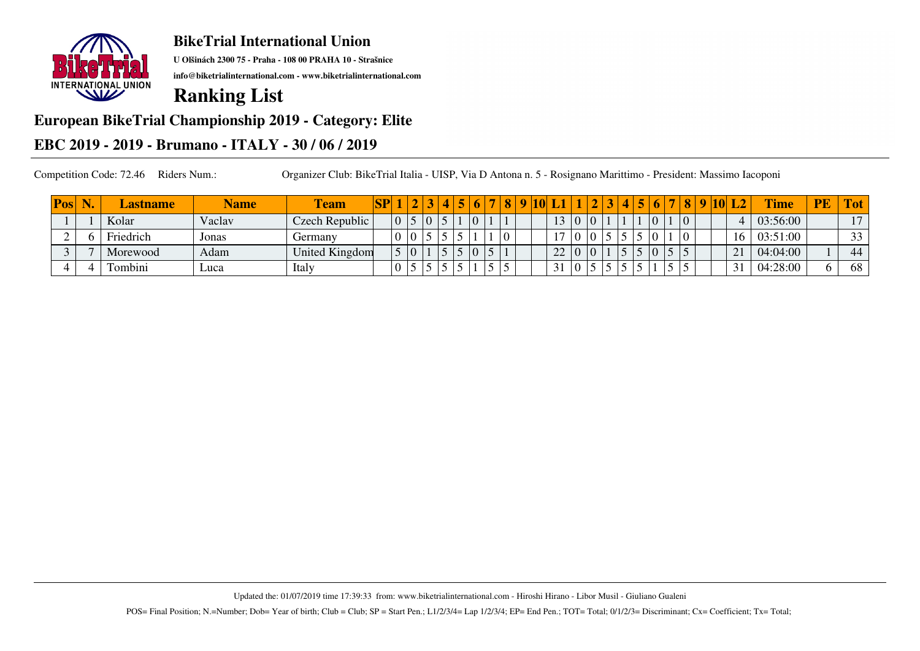# BikeTrial International Union

**U Olšinách 2300 75 - Praha - 108 00 PRAHA 10 - Strašnice**

**info@biketrialinternational.com - www.biketrialinternational.com**

## Ranking List

### European BikeTrial Championship 2019 - Category: Elite

### EBC 2019 - 2019 - Brumano - ITALY - 30 / 06 / 2019

Competition Code: 72.46 Riders Num.: Organizer Club: BikeTrial Italia - UISP, Via D Antona n. 5 - Rosignano Marittimo - President: Massimo Iacoponi

| Pos | N. | Lastname | Name | Team | SP | 1 | 2 | 3 | 4 | 5 | 6 | 7 | 8 | 9 | 10 | L1 | 1 | 2 | 3 | 4 | 5 | 6 | 7 | 8 | 9 | 10 | L2 | Time | PE | Tot |
|---|---|---|---|---|---|---|---|---|---|---|---|---|---|---|---|---|---|---|---|---|---|---|---|---|---|---|---|---|---|---|
| 1 | 1 | Kolar | Vaclav | Czech Republic | | 0 | 5 | 0 | 5 | 1 | 0 | 1 | 1 | | | 13 | 0 | 0 | 1 | 1 | 1 | 0 | 1 | 0 | | | 4 | 03:56:00 | | 17 |
| 2 | 6 | Friedrich | Jonas | Germany | | 0 | 0 | 5 | 5 | 5 | 1 | 1 | 0 | | | 17 | 0 | 0 | 5 | 5 | 5 | 0 | 1 | 0 | | | 16 | 03:51:00 | | 33 |
| 3 | 7 | Morewood | Adam | United Kingdom | | 5 | 0 | 1 | 5 | 5 | 0 | 5 | 1 | | | 22 | 0 | 0 | 1 | 5 | 5 | 0 | 5 | 5 | | | 21 | 04:04:00 | 1 | 44 |
| 4 | 4 | Tombini | Luca | Italy | | 0 | 5 | 5 | 5 | 5 | 1 | 5 | 5 | | | 31 | 0 | 5 | 5 | 5 | 5 | 1 | 5 | 5 | | | 31 | 04:28:00 | 6 | 68 |

Updated the: 01/07/2019 time 17:39:33 from: www.biketrialinternational.com - Hiroshi Hirano - Libor Musil - Giuliano Gualeni

POS= Final Position; N.=Number; Dob= Year of birth; Club = Club; SP = Start Pen.; L1/2/3/4= Lap 1/2/3/4; EP= End Pen.; TOT= Total; 0/1/2/3= Discriminant; Cx= Coefficient; Tx= Total;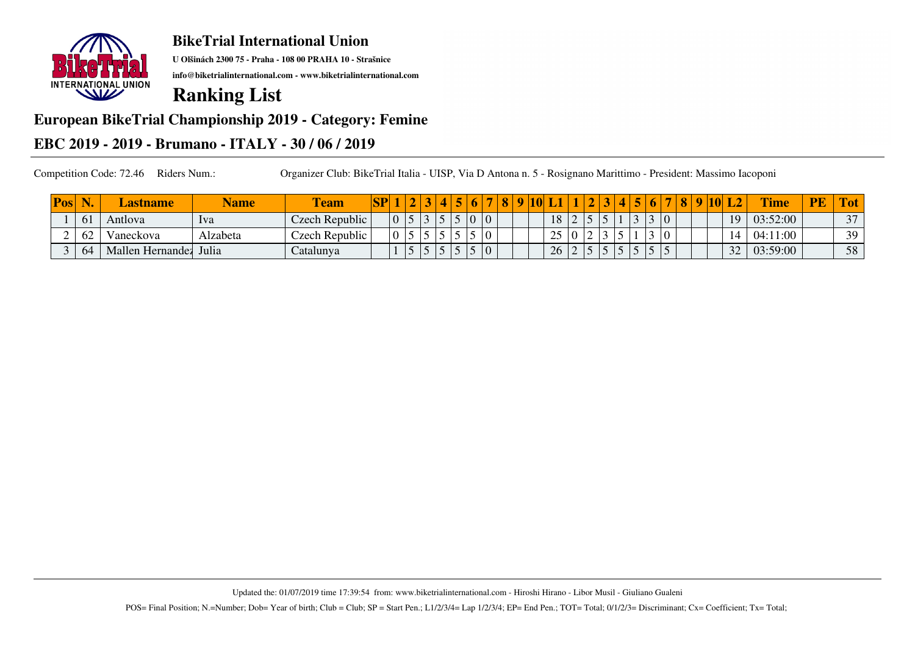## BikeTrial International Union

**U Olšinách 2300 75 - Praha - 108 00 PRAHA 10 - Strašnice**

**info@biketrialinternational.com - www.biketrialinternational.com**

# Ranking List

## European BikeTrial Championship 2019 - Category: Femine

## EBC 2019 - 2019 - Brumano - ITALY - 30 / 06 / 2019

Competition Code: 72.46 Riders Num.: Organizer Club: BikeTrial Italia - UISP, Via D Antona n. 5 - Rosignano Marittimo - President: Massimo Iacoponi

| Pos | N. | Lastname | Name | Team | SP | 1 | 2 | 3 | 4 | 5 | 6 | 7 | 8 | 9 | 10 | L1 | 1 | 2 | 3 | 4 | 5 | 6 | 7 | 8 | 9 | 10 | L2 | Time | PE | Tot |
|---|---|---|---|---|---|---|---|---|---|---|---|---|---|---|---|---|---|---|---|---|---|---|---|---|---|---|---|---|---|---|
| 1 | 61 | Antlova | Iva | Czech Republic | | 0 | 5 | 3 | 5 | 5 | 0 | 0 | | | | 18 | 2 | 5 | 5 | 1 | 3 | 3 | 0 | | | | 19 | 03:52:00 | | 37 |
| 2 | 62 | Vaneckova | Alzabeta | Czech Republic | | 0 | 5 | 5 | 5 | 5 | 5 | 0 | | | | 25 | 0 | 2 | 3 | 5 | 1 | 3 | 0 | | | | 14 | 04:11:00 | | 39 |
| 3 | 64 | Mallen Hernandez | Julia | Catalunya | | 1 | 5 | 5 | 5 | 5 | 5 | 0 | | | | 26 | 2 | 5 | 5 | 5 | 5 | 5 | 5 | | | | 32 | 03:59:00 | | 58 |

Updated the: 01/07/2019 time 17:39:54 from: www.biketrialinternational.com - Hiroshi Hirano - Libor Musil - Giuliano Gualeni

POS= Final Position; N.=Number; Dob= Year of birth; Club = Club; SP = Start Pen.; L1/2/3/4= Lap 1/2/3/4; EP= End Pen.; TOT= Total; 0/1/2/3= Discriminant; Cx= Coefficient; Tx= Total;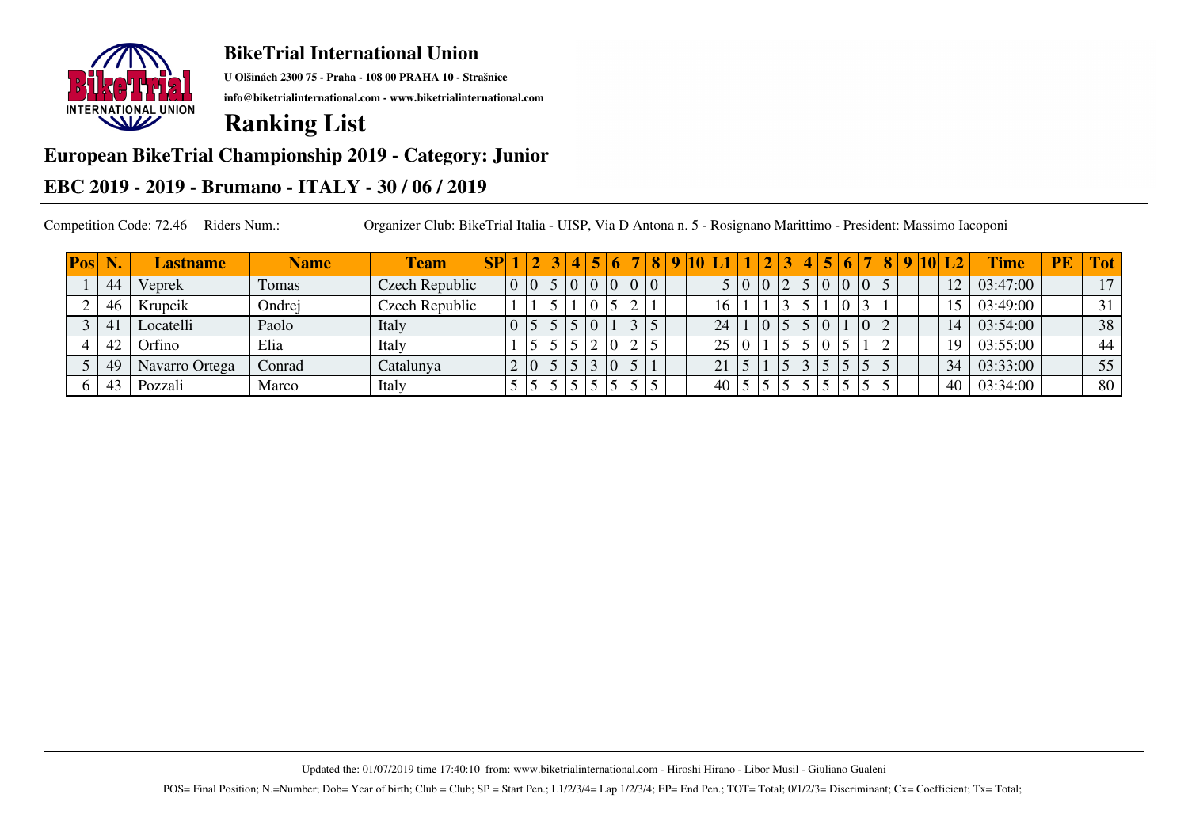## BikeTrial International Union

**U Olšinách 2300 75 - Praha - 108 00 PRAHA 10 - Strašnice**

**info@biketrialinternational.com - www.biketrialinternational.com**

# Ranking List

## European BikeTrial Championship 2019 - Category: Junior

## EBC 2019 - 2019 - Brumano - ITALY - 30 / 06 / 2019

Competition Code: 72.46 Riders Num.: Organizer Club: BikeTrial Italia - UISP, Via D Antona n. 5 - Rosignano Marittimo - President: Massimo Iacoponi

| Pos | N. | Lastname | Name | Team | SP | 1 | 2 | 3 | 4 | 5 | 6 | 7 | 8 | 9 | 10 | L1 | 1 | 2 | 3 | 4 | 5 | 6 | 7 | 8 | 9 | 10 | L2 | Time | PE | Tot |
|---|---|---|---|---|---|---|---|---|---|---|---|---|---|---|---|---|---|---|---|---|---|---|---|---|---|---|---|---|---|---|
| 1 | 44 | Veprek | Tomas | Czech Republic | | 0 | 0 | 5 | 0 | 0 | 0 | 0 | 0 | | | 5 | 0 | 0 | 2 | 5 | 0 | 0 | 0 | 5 | | | 12 | 03:47:00 | | 17 |
| 2 | 46 | Krupcik | Ondrej | Czech Republic | | 1 | 1 | 5 | 1 | 0 | 5 | 2 | 1 | | | 16 | 1 | 1 | 3 | 5 | 1 | 0 | 3 | 1 | | | 15 | 03:49:00 | | 31 |
| 3 | 41 | Locatelli | Paolo | Italy | | 0 | 5 | 5 | 5 | 0 | 1 | 3 | 5 | | | 24 | 1 | 0 | 5 | 5 | 0 | 1 | 0 | 2 | | | 14 | 03:54:00 | | 38 |
| 4 | 42 | Orfino | Elia | Italy | | 1 | 5 | 5 | 5 | 2 | 0 | 2 | 5 | | | 25 | 0 | 1 | 5 | 5 | 0 | 5 | 1 | 2 | | | 19 | 03:55:00 | | 44 |
| 5 | 49 | Navarro Ortega | Conrad | Catalunya | | 2 | 0 | 5 | 5 | 3 | 0 | 5 | 1 | | | 21 | 5 | 1 | 5 | 3 | 5 | 5 | 5 | 5 | | | 34 | 03:33:00 | | 55 |
| 6 | 43 | Pozzali | Marco | Italy | | 5 | 5 | 5 | 5 | 5 | 5 | 5 | 5 | | | 40 | 5 | 5 | 5 | 5 | 5 | 5 | 5 | 5 | | | 40 | 03:34:00 | | 80 |

Updated the: 01/07/2019 time 17:40:10 from: www.biketrialinternational.com - Hiroshi Hirano - Libor Musil - Giuliano Gualeni

POS= Final Position; N.=Number; Dob= Year of birth; Club = Club; SP = Start Pen.; L1/2/3/4= Lap 1/2/3/4; EP= End Pen.; TOT= Total; 0/1/2/3= Discriminant; Cx= Coefficient; Tx= Total;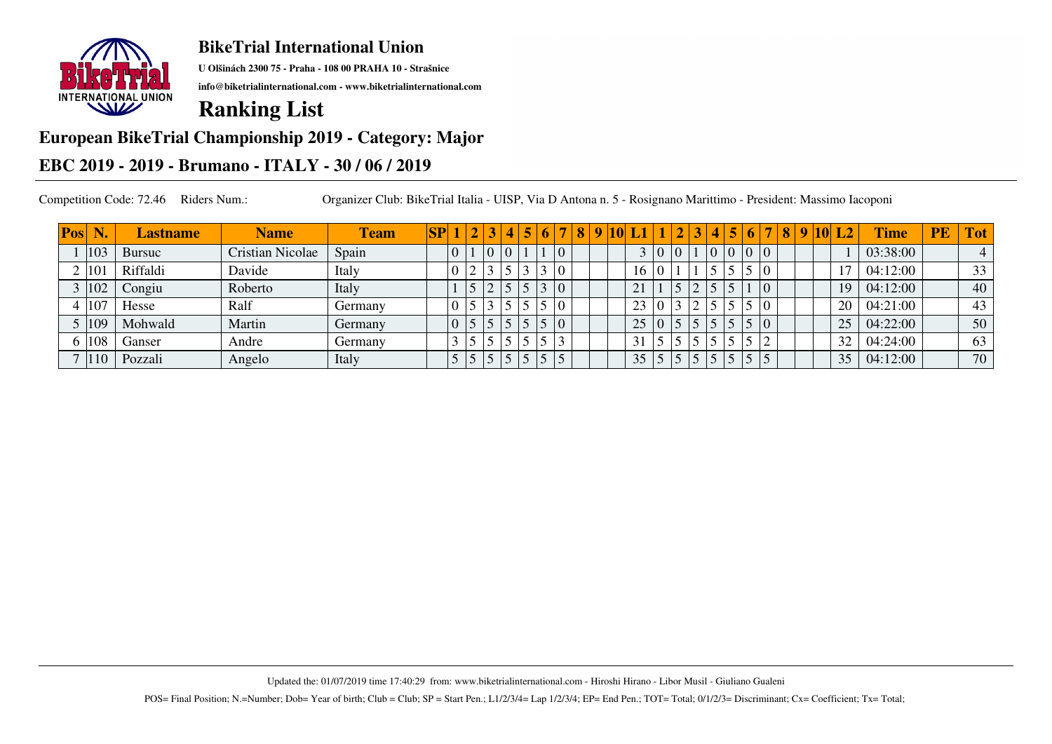# BikeTrial International Union

**U Olšinách 2300 75 - Praha - 108 00 PRAHA 10 - Strašnice**

**info@biketrialinternational.com - www.biketrialinternational.com**

# Ranking List

## European BikeTrial Championship 2019 - Category: Major

## EBC 2019 - 2019 - Brumano - ITALY - 30 / 06 / 2019

Competition Code: 72.46 Riders Num.: Organizer Club: BikeTrial Italia - UISP, Via D Antona n. 5 - Rosignano Marittimo - President: Massimo Iacoponi

| Pos | N. | Lastname | Name | Team | SP | 1 | 2 | 3 | 4 | 5 | 6 | 7 | 8 | 9 | 10 | L1 | 1 | 2 | 3 | 4 | 5 | 6 | 7 | 8 | 9 | 10 | L2 | Time | PE | Tot |
|---|---|---|---|---|---|---|---|---|---|---|---|---|---|---|---|---|---|---|---|---|---|---|---|---|---|---|---|---|---|---|
| 1 | 103 | Bursuc | Cristian Nicolae | Spain | | 0 | 1 | 0 | 0 | 1 | 1 | 0 | | | | 3 | 0 | 0 | 1 | 0 | 0 | 0 | 0 | | | | 1 | 03:38:00 | | 4 |
| 2 | 101 | Riffaldi | Davide | Italy | | 0 | 2 | 3 | 5 | 3 | 3 | 0 | | | | 16 | 0 | 1 | 1 | 5 | 5 | 5 | 0 | | | | 17 | 04:12:00 | | 33 |
| 3 | 102 | Congiu | Roberto | Italy | | 1 | 5 | 2 | 5 | 5 | 3 | 0 | | | | 21 | 1 | 5 | 2 | 5 | 5 | 1 | 0 | | | | 19 | 04:12:00 | | 40 |
| 4 | 107 | Hesse | Ralf | Germany | | 0 | 5 | 3 | 5 | 5 | 5 | 0 | | | | 23 | 0 | 3 | 2 | 5 | 5 | 5 | 0 | | | | 20 | 04:21:00 | | 43 |
| 5 | 109 | Mohwald | Martin | Germany | | 0 | 5 | 5 | 5 | 5 | 5 | 0 | | | | 25 | 0 | 5 | 5 | 5 | 5 | 5 | 0 | | | | 25 | 04:22:00 | | 50 |
| 6 | 108 | Ganser | Andre | Germany | | 3 | 5 | 5 | 5 | 5 | 5 | 3 | | | | 31 | 5 | 5 | 5 | 5 | 5 | 5 | 2 | | | | 32 | 04:24:00 | | 63 |
| 7 | 110 | Pozzali | Angelo | Italy | | 5 | 5 | 5 | 5 | 5 | 5 | 5 | | | | 35 | 5 | 5 | 5 | 5 | 5 | 5 | 5 | | | | 35 | 04:12:00 | | 70 |

Updated the: 01/07/2019 time 17:40:29 from: www.biketrialinternational.com - Hiroshi Hirano - Libor Musil - Giuliano Gualeni

POS= Final Position; N.=Number; Dob= Year of birth; Club = Club; SP = Start Pen.; L1/2/3/4= Lap 1/2/3/4; EP= End Pen.; TOT= Total; 0/1/2/3= Discriminant; Cx= Coefficient; Tx= Total;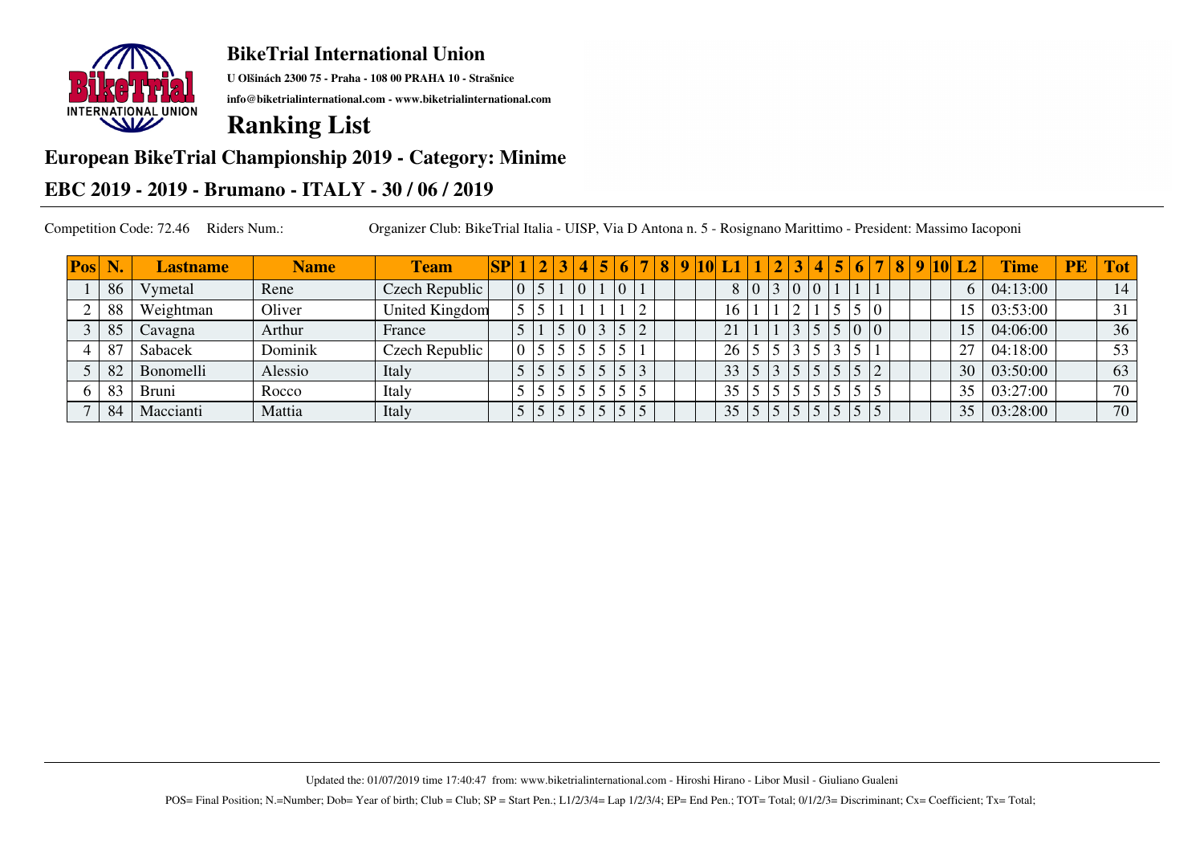## BikeTrial International Union

**U Olšinách 2300 75 - Praha - 108 00 PRAHA 10 - Strašnice**

**info@biketrialinternational.com - www.biketrialinternational.com**

# Ranking List

## European BikeTrial Championship 2019 - Category: Minime

## EBC 2019 - 2019 - Brumano - ITALY - 30 / 06 / 2019

Competition Code: 72.46 Riders Num.: Organizer Club: BikeTrial Italia - UISP, Via D Antona n. 5 - Rosignano Marittimo - President: Massimo Iacoponi

| Pos | N. | Lastname | Name | Team | SP | 1 | 2 | 3 | 4 | 5 | 6 | 7 | 8 | 9 | 10 | L1 | 1 | 2 | 3 | 4 | 5 | 6 | 7 | 8 | 9 | 10 | L2 | Time | PE | Tot |
|---|---|---|---|---|---|---|---|---|---|---|---|---|---|---|---|---|---|---|---|---|---|---|---|---|---|---|---|---|---|---|
| 1 | 86 | Vymetal | Rene | Czech Republic | | 0 | 5 | 1 | 0 | 1 | 0 | 1 | | | | 8 | 0 | 3 | 0 | 0 | 1 | 1 | 1 | | | | 6 | 04:13:00 | | 14 |
| 2 | 88 | Weightman | Oliver | United Kingdom | | 5 | 5 | 1 | 1 | 1 | 1 | 2 | | | | 16 | 1 | 1 | 2 | 1 | 5 | 5 | 0 | | | | 15 | 03:53:00 | | 31 |
| 3 | 85 | Cavagna | Arthur | France | | 5 | 1 | 5 | 0 | 3 | 5 | 2 | | | | 21 | 1 | 1 | 3 | 5 | 5 | 0 | 0 | | | | 15 | 04:06:00 | | 36 |
| 4 | 87 | Sabacek | Dominik | Czech Republic | | 0 | 5 | 5 | 5 | 5 | 5 | 1 | | | | 26 | 5 | 5 | 3 | 5 | 3 | 5 | 1 | | | | 27 | 04:18:00 | | 53 |
| 5 | 82 | Bonomelli | Alessio | Italy | | 5 | 5 | 5 | 5 | 5 | 5 | 3 | | | | 33 | 5 | 3 | 5 | 5 | 5 | 5 | 2 | | | | 30 | 03:50:00 | | 63 |
| 6 | 83 | Bruni | Rocco | Italy | | 5 | 5 | 5 | 5 | 5 | 5 | 5 | | | | 35 | 5 | 5 | 5 | 5 | 5 | 5 | 5 | | | | 35 | 03:27:00 | | 70 |
| 7 | 84 | Maccianti | Mattia | Italy | | 5 | 5 | 5 | 5 | 5 | 5 | 5 | | | | 35 | 5 | 5 | 5 | 5 | 5 | 5 | 5 | | | | 35 | 03:28:00 | | 70 |

Updated the: 01/07/2019 time 17:40:47 from: www.biketrialinternational.com - Hiroshi Hirano - Libor Musil - Giuliano Gualeni

POS= Final Position; N.=Number; Dob= Year of birth; Club = Club; SP = Start Pen.; L1/2/3/4= Lap 1/2/3/4; EP= End Pen.; TOT= Total; 0/1/2/3= Discriminant; Cx= Coefficient; Tx= Total;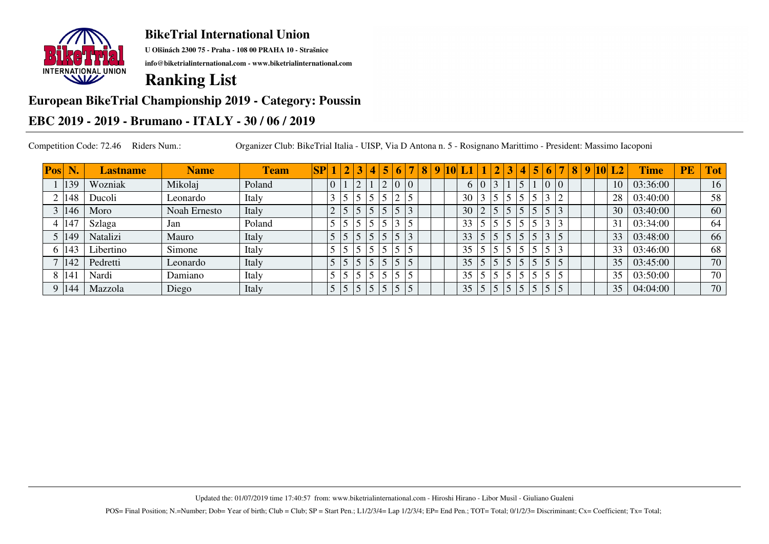## BikeTrial International Union

U Olšinách 2300 75 - Praha - 108 00 PRAHA 10 - Strašnice

info@biketrialinternational.com - www.biketrialinternational.com

# Ranking List

## European BikeTrial Championship 2019 - Category: Poussin

## EBC 2019 - 2019 - Brumano - ITALY - 30 / 06 / 2019

Competition Code: 72.46 Riders Num.: Organizer Club: BikeTrial Italia - UISP, Via D Antona n. 5 - Rosignano Marittimo - President: Massimo Iacoponi

| Pos | N. | Lastname | Name | Team | SP | 1 | 2 | 3 | 4 | 5 | 6 | 7 | 8 | 9 | 10 | L1 | 1 | 2 | 3 | 4 | 5 | 6 | 7 | 8 | 9 | 10 | L2 | Time | PE | Tot |
|---|---|---|---|---|---|---|---|---|---|---|---|---|---|---|---|---|---|---|---|---|---|---|---|---|---|---|---|---|---|---|
| 1 | 139 | Wozniak | Mikolaj | Poland | | 0 | 1 | 2 | 1 | 2 | 0 | 0 | | | | 6 | 0 | 3 | 1 | 5 | 1 | 0 | 0 | | | | 10 | 03:36:00 | | 16 |
| 2 | 148 | Ducoli | Leonardo | Italy | | 3 | 5 | 5 | 5 | 5 | 2 | 5 | | | | 30 | 3 | 5 | 5 | 5 | 5 | 3 | 2 | | | | 28 | 03:40:00 | | 58 |
| 3 | 146 | Moro | Noah Ernesto | Italy | | 2 | 5 | 5 | 5 | 5 | 5 | 3 | | | | 30 | 2 | 5 | 5 | 5 | 5 | 5 | 3 | | | | 30 | 03:40:00 | | 60 |
| 4 | 147 | Szlaga | Jan | Poland | | 5 | 5 | 5 | 5 | 5 | 3 | 5 | | | | 33 | 5 | 5 | 5 | 5 | 5 | 3 | 3 | | | | 31 | 03:34:00 | | 64 |
| 5 | 149 | Natalizi | Mauro | Italy | | 5 | 5 | 5 | 5 | 5 | 5 | 3 | | | | 33 | 5 | 5 | 5 | 5 | 5 | 3 | 5 | | | | 33 | 03:48:00 | | 66 |
| 6 | 143 | Libertino | Simone | Italy | | 5 | 5 | 5 | 5 | 5 | 5 | 5 | | | | 35 | 5 | 5 | 5 | 5 | 5 | 5 | 3 | | | | 33 | 03:46:00 | | 68 |
| 7 | 142 | Pedretti | Leonardo | Italy | | 5 | 5 | 5 | 5 | 5 | 5 | 5 | | | | 35 | 5 | 5 | 5 | 5 | 5 | 5 | 5 | | | | 35 | 03:45:00 | | 70 |
| 8 | 141 | Nardi | Damiano | Italy | | 5 | 5 | 5 | 5 | 5 | 5 | 5 | | | | 35 | 5 | 5 | 5 | 5 | 5 | 5 | 5 | | | | 35 | 03:50:00 | | 70 |
| 9 | 144 | Mazzola | Diego | Italy | | 5 | 5 | 5 | 5 | 5 | 5 | 5 | | | | 35 | 5 | 5 | 5 | 5 | 5 | 5 | 5 | | | | 35 | 04:04:00 | | 70 |

Updated the: 01/07/2019 time 17:40:57 from: www.biketrialinternational.com - Hiroshi Hirano - Libor Musil - Giuliano Gualeni

POS= Final Position; N.=Number; Dob= Year of birth; Club = Club; SP = Start Pen.; L1/2/3/4= Lap 1/2/3/4; EP= End Pen.; TOT= Total; 0/1/2/3= Discriminant; Cx= Coefficient; Tx= Total;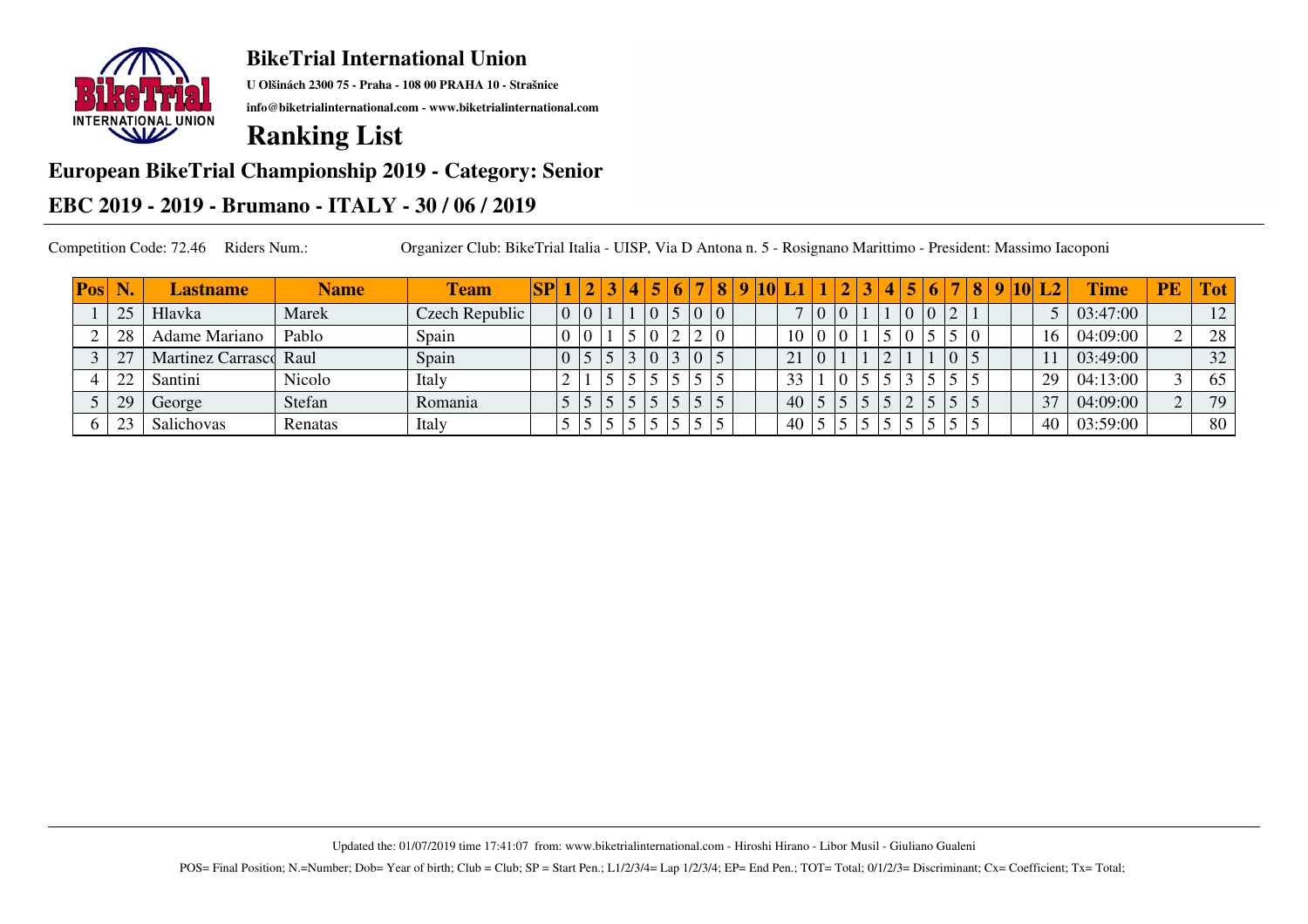## BikeTrial International Union

**U Olšinách 2300 75 - Praha - 108 00 PRAHA 10 - Strašnice**

**info@biketrialinternational.com - www.biketrialinternational.com**

# Ranking List

## European BikeTrial Championship 2019 - Category: Senior

## EBC 2019 - 2019 - Brumano - ITALY - 30 / 06 / 2019

Competition Code: 72.46 Riders Num.: Organizer Club: BikeTrial Italia - UISP, Via D Antona n. 5 - Rosignano Marittimo - President: Massimo Iacoponi

| Pos | N. | Lastname | Name | Team | SP | 1 | 2 | 3 | 4 | 5 | 6 | 7 | 8 | 9 | 10 | L1 | 1 | 2 | 3 | 4 | 5 | 6 | 7 | 8 | 9 | 10 | L2 | Time | PE | Tot |
|---|---|---|---|---|---|---|---|---|---|---|---|---|---|---|---|---|---|---|---|---|---|---|---|---|---|---|---|---|---|---|
| 1 | 25 | Hlavka | Marek | Czech Republic | | 0 | 0 | 1 | 1 | 0 | 5 | 0 | 0 | | | 7 | 0 | 0 | 1 | 1 | 0 | 0 | 2 | 1 | | | 5 | 03:47:00 | | 12 |
| 2 | 28 | Adame Mariano | Pablo | Spain | | 0 | 0 | 1 | 5 | 0 | 2 | 2 | 0 | | | 10 | 0 | 0 | 1 | 5 | 0 | 5 | 5 | 0 | | | 16 | 04:09:00 | 2 | 28 |
| 3 | 27 | Martinez Carrasco | Raul | Spain | | 0 | 5 | 5 | 3 | 0 | 3 | 0 | 5 | | | 21 | 0 | 1 | 1 | 2 | 1 | 1 | 0 | 5 | | | 11 | 03:49:00 | | 32 |
| 4 | 22 | Santini | Nicolo | Italy | | 2 | 1 | 5 | 5 | 5 | 5 | 5 | 5 | | | 33 | 1 | 0 | 5 | 5 | 3 | 5 | 5 | 5 | | | 29 | 04:13:00 | 3 | 65 |
| 5 | 29 | George | Stefan | Romania | | 5 | 5 | 5 | 5 | 5 | 5 | 5 | 5 | | | 40 | 5 | 5 | 5 | 5 | 2 | 5 | 5 | 5 | | | 37 | 04:09:00 | 2 | 79 |
| 6 | 23 | Salichovas | Renatas | Italy | | 5 | 5 | 5 | 5 | 5 | 5 | 5 | 5 | | | 40 | 5 | 5 | 5 | 5 | 5 | 5 | 5 | 5 | | | 40 | 03:59:00 | | 80 |

Updated the: 01/07/2019 time 17:41:07 from: www.biketrialinternational.com - Hiroshi Hirano - Libor Musil - Giuliano Gualeni

POS= Final Position; N.=Number; Dob= Year of birth; Club = Club; SP = Start Pen.; L1/2/3/4= Lap 1/2/3/4; EP= End Pen.; TOT= Total; 0/1/2/3= Discriminant; Cx= Coefficient; Tx= Total;